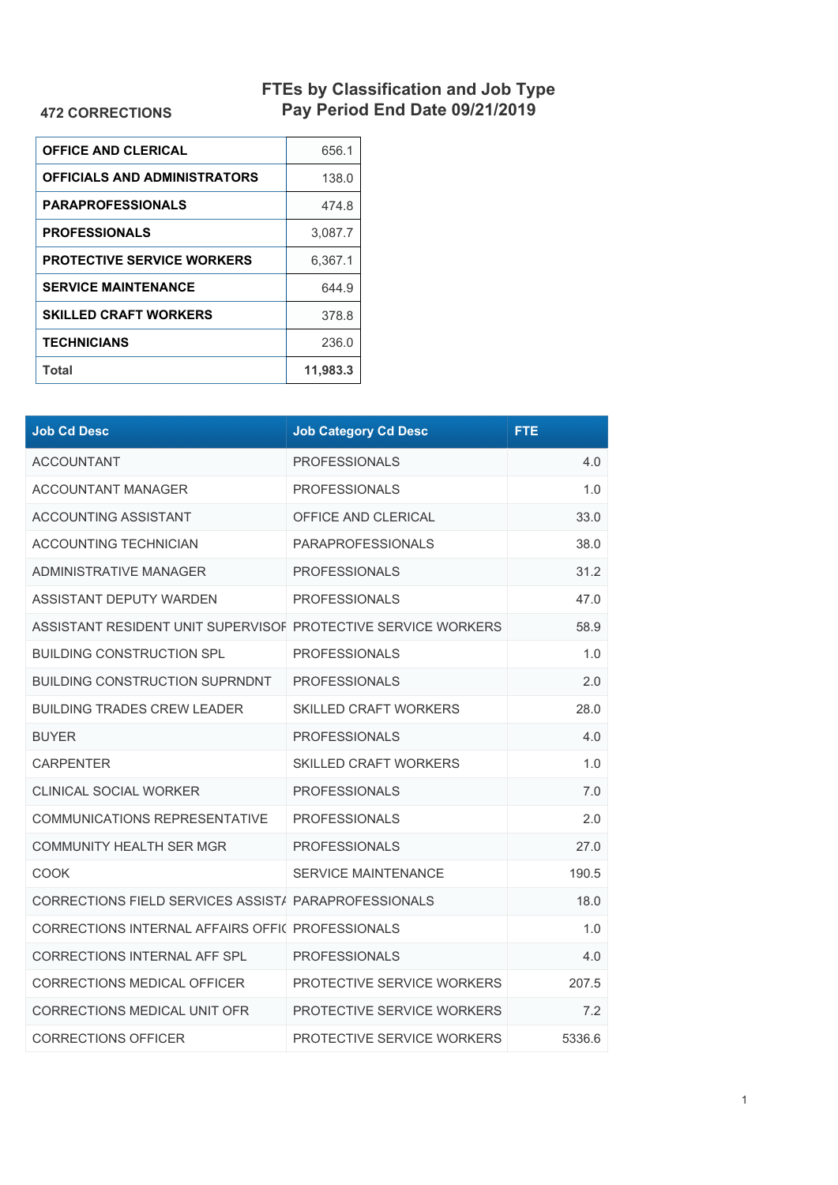**472 CORRECTIONS**

# FTEs by Classification and Job Type
## Pay Period End Date 09/21/2019

| | |
|---|---|
| **OFFICE AND CLERICAL** | 656.1 |
| **OFFICIALS AND ADMINISTRATORS** | 138.0 |
| **PARAPROFESSIONALS** | 474.8 |
| **PROFESSIONALS** | 3,087.7 |
| **PROTECTIVE SERVICE WORKERS** | 6,367.1 |
| **SERVICE MAINTENANCE** | 644.9 |
| **SKILLED CRAFT WORKERS** | 378.8 |
| **TECHNICIANS** | 236.0 |
| **Total** | **11,983.3** |

| Job Cd Desc | Job Category Cd Desc | FTE |
|---|---|---|
| ACCOUNTANT | PROFESSIONALS | 4.0 |
| ACCOUNTANT MANAGER | PROFESSIONALS | 1.0 |
| ACCOUNTING ASSISTANT | OFFICE AND CLERICAL | 33.0 |
| ACCOUNTING TECHNICIAN | PARAPROFESSIONALS | 38.0 |
| ADMINISTRATIVE MANAGER | PROFESSIONALS | 31.2 |
| ASSISTANT DEPUTY WARDEN | PROFESSIONALS | 47.0 |
| ASSISTANT RESIDENT UNIT SUPERVISOF | PROTECTIVE SERVICE WORKERS | 58.9 |
| BUILDING CONSTRUCTION SPL | PROFESSIONALS | 1.0 |
| BUILDING CONSTRUCTION SUPRNDNT | PROFESSIONALS | 2.0 |
| BUILDING TRADES CREW LEADER | SKILLED CRAFT WORKERS | 28.0 |
| BUYER | PROFESSIONALS | 4.0 |
| CARPENTER | SKILLED CRAFT WORKERS | 1.0 |
| CLINICAL SOCIAL WORKER | PROFESSIONALS | 7.0 |
| COMMUNICATIONS REPRESENTATIVE | PROFESSIONALS | 2.0 |
| COMMUNITY HEALTH SER MGR | PROFESSIONALS | 27.0 |
| COOK | SERVICE MAINTENANCE | 190.5 |
| CORRECTIONS FIELD SERVICES ASSIST/ | PARAPROFESSIONALS | 18.0 |
| CORRECTIONS INTERNAL AFFAIRS OFFI( | PROFESSIONALS | 1.0 |
| CORRECTIONS INTERNAL AFF SPL | PROFESSIONALS | 4.0 |
| CORRECTIONS MEDICAL OFFICER | PROTECTIVE SERVICE WORKERS | 207.5 |
| CORRECTIONS MEDICAL UNIT OFR | PROTECTIVE SERVICE WORKERS | 7.2 |
| CORRECTIONS OFFICER | PROTECTIVE SERVICE WORKERS | 5336.6 |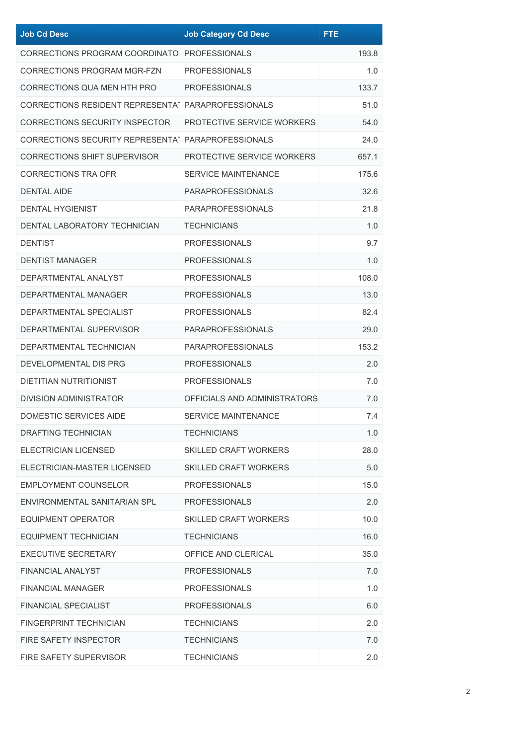| Job Cd Desc | Job Category Cd Desc | FTE |
|---|---|---|
| CORRECTIONS PROGRAM COORDINATO | PROFESSIONALS | 193.8 |
| CORRECTIONS PROGRAM MGR-FZN | PROFESSIONALS | 1.0 |
| CORRECTIONS QUA MEN HTH PRO | PROFESSIONALS | 133.7 |
| CORRECTIONS RESIDENT REPRESENTA | PARAPROFESSIONALS | 51.0 |
| CORRECTIONS SECURITY INSPECTOR | PROTECTIVE SERVICE WORKERS | 54.0 |
| CORRECTIONS SECURITY REPRESENTA | PARAPROFESSIONALS | 24.0 |
| CORRECTIONS SHIFT SUPERVISOR | PROTECTIVE SERVICE WORKERS | 657.1 |
| CORRECTIONS TRA OFR | SERVICE MAINTENANCE | 175.6 |
| DENTAL AIDE | PARAPROFESSIONALS | 32.6 |
| DENTAL HYGIENIST | PARAPROFESSIONALS | 21.8 |
| DENTAL LABORATORY TECHNICIAN | TECHNICIANS | 1.0 |
| DENTIST | PROFESSIONALS | 9.7 |
| DENTIST MANAGER | PROFESSIONALS | 1.0 |
| DEPARTMENTAL ANALYST | PROFESSIONALS | 108.0 |
| DEPARTMENTAL MANAGER | PROFESSIONALS | 13.0 |
| DEPARTMENTAL SPECIALIST | PROFESSIONALS | 82.4 |
| DEPARTMENTAL SUPERVISOR | PARAPROFESSIONALS | 29.0 |
| DEPARTMENTAL TECHNICIAN | PARAPROFESSIONALS | 153.2 |
| DEVELOPMENTAL DIS PRG | PROFESSIONALS | 2.0 |
| DIETITIAN NUTRITIONIST | PROFESSIONALS | 7.0 |
| DIVISION ADMINISTRATOR | OFFICIALS AND ADMINISTRATORS | 7.0 |
| DOMESTIC SERVICES AIDE | SERVICE MAINTENANCE | 7.4 |
| DRAFTING TECHNICIAN | TECHNICIANS | 1.0 |
| ELECTRICIAN LICENSED | SKILLED CRAFT WORKERS | 28.0 |
| ELECTRICIAN-MASTER LICENSED | SKILLED CRAFT WORKERS | 5.0 |
| EMPLOYMENT COUNSELOR | PROFESSIONALS | 15.0 |
| ENVIRONMENTAL SANITARIAN SPL | PROFESSIONALS | 2.0 |
| EQUIPMENT OPERATOR | SKILLED CRAFT WORKERS | 10.0 |
| EQUIPMENT TECHNICIAN | TECHNICIANS | 16.0 |
| EXECUTIVE SECRETARY | OFFICE AND CLERICAL | 35.0 |
| FINANCIAL ANALYST | PROFESSIONALS | 7.0 |
| FINANCIAL MANAGER | PROFESSIONALS | 1.0 |
| FINANCIAL SPECIALIST | PROFESSIONALS | 6.0 |
| FINGERPRINT TECHNICIAN | TECHNICIANS | 2.0 |
| FIRE SAFETY INSPECTOR | TECHNICIANS | 7.0 |
| FIRE SAFETY SUPERVISOR | TECHNICIANS | 2.0 |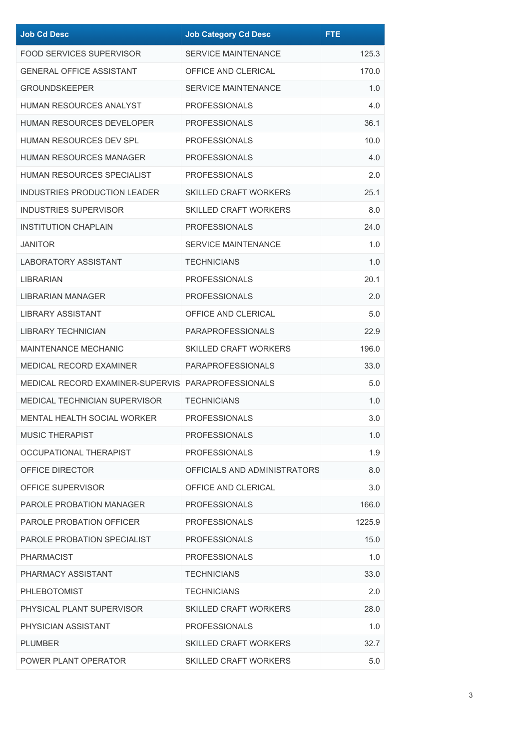| Job Cd Desc | Job Category Cd Desc | FTE |
|---|---|---|
| FOOD SERVICES SUPERVISOR | SERVICE MAINTENANCE | 125.3 |
| GENERAL OFFICE ASSISTANT | OFFICE AND CLERICAL | 170.0 |
| GROUNDSKEEPER | SERVICE MAINTENANCE | 1.0 |
| HUMAN RESOURCES ANALYST | PROFESSIONALS | 4.0 |
| HUMAN RESOURCES DEVELOPER | PROFESSIONALS | 36.1 |
| HUMAN RESOURCES DEV SPL | PROFESSIONALS | 10.0 |
| HUMAN RESOURCES MANAGER | PROFESSIONALS | 4.0 |
| HUMAN RESOURCES SPECIALIST | PROFESSIONALS | 2.0 |
| INDUSTRIES PRODUCTION LEADER | SKILLED CRAFT WORKERS | 25.1 |
| INDUSTRIES SUPERVISOR | SKILLED CRAFT WORKERS | 8.0 |
| INSTITUTION CHAPLAIN | PROFESSIONALS | 24.0 |
| JANITOR | SERVICE MAINTENANCE | 1.0 |
| LABORATORY ASSISTANT | TECHNICIANS | 1.0 |
| LIBRARIAN | PROFESSIONALS | 20.1 |
| LIBRARIAN MANAGER | PROFESSIONALS | 2.0 |
| LIBRARY ASSISTANT | OFFICE AND CLERICAL | 5.0 |
| LIBRARY TECHNICIAN | PARAPROFESSIONALS | 22.9 |
| MAINTENANCE MECHANIC | SKILLED CRAFT WORKERS | 196.0 |
| MEDICAL RECORD EXAMINER | PARAPROFESSIONALS | 33.0 |
| MEDICAL RECORD EXAMINER-SUPERVIS | PARAPROFESSIONALS | 5.0 |
| MEDICAL TECHNICIAN SUPERVISOR | TECHNICIANS | 1.0 |
| MENTAL HEALTH SOCIAL WORKER | PROFESSIONALS | 3.0 |
| MUSIC THERAPIST | PROFESSIONALS | 1.0 |
| OCCUPATIONAL THERAPIST | PROFESSIONALS | 1.9 |
| OFFICE DIRECTOR | OFFICIALS AND ADMINISTRATORS | 8.0 |
| OFFICE SUPERVISOR | OFFICE AND CLERICAL | 3.0 |
| PAROLE PROBATION MANAGER | PROFESSIONALS | 166.0 |
| PAROLE PROBATION OFFICER | PROFESSIONALS | 1225.9 |
| PAROLE PROBATION SPECIALIST | PROFESSIONALS | 15.0 |
| PHARMACIST | PROFESSIONALS | 1.0 |
| PHARMACY ASSISTANT | TECHNICIANS | 33.0 |
| PHLEBOTOMIST | TECHNICIANS | 2.0 |
| PHYSICAL PLANT SUPERVISOR | SKILLED CRAFT WORKERS | 28.0 |
| PHYSICIAN ASSISTANT | PROFESSIONALS | 1.0 |
| PLUMBER | SKILLED CRAFT WORKERS | 32.7 |
| POWER PLANT OPERATOR | SKILLED CRAFT WORKERS | 5.0 |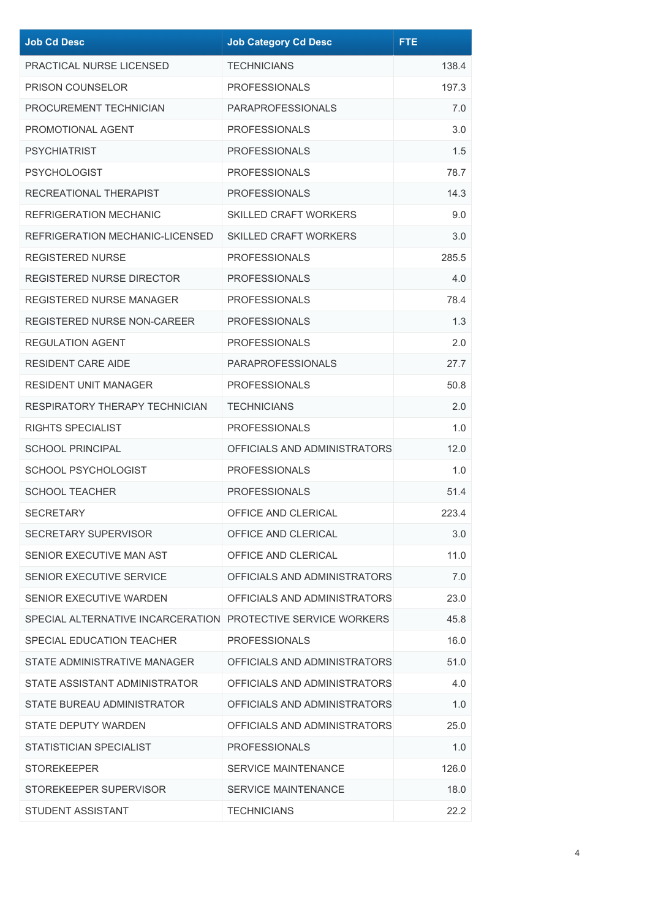| Job Cd Desc | Job Category Cd Desc | FTE |
| --- | --- | --- |
| PRACTICAL NURSE LICENSED | TECHNICIANS | 138.4 |
| PRISON COUNSELOR | PROFESSIONALS | 197.3 |
| PROCUREMENT TECHNICIAN | PARAPROFESSIONALS | 7.0 |
| PROMOTIONAL AGENT | PROFESSIONALS | 3.0 |
| PSYCHIATRIST | PROFESSIONALS | 1.5 |
| PSYCHOLOGIST | PROFESSIONALS | 78.7 |
| RECREATIONAL THERAPIST | PROFESSIONALS | 14.3 |
| REFRIGERATION MECHANIC | SKILLED CRAFT WORKERS | 9.0 |
| REFRIGERATION MECHANIC-LICENSED | SKILLED CRAFT WORKERS | 3.0 |
| REGISTERED NURSE | PROFESSIONALS | 285.5 |
| REGISTERED NURSE DIRECTOR | PROFESSIONALS | 4.0 |
| REGISTERED NURSE MANAGER | PROFESSIONALS | 78.4 |
| REGISTERED NURSE NON-CAREER | PROFESSIONALS | 1.3 |
| REGULATION AGENT | PROFESSIONALS | 2.0 |
| RESIDENT CARE AIDE | PARAPROFESSIONALS | 27.7 |
| RESIDENT UNIT MANAGER | PROFESSIONALS | 50.8 |
| RESPIRATORY THERAPY TECHNICIAN | TECHNICIANS | 2.0 |
| RIGHTS SPECIALIST | PROFESSIONALS | 1.0 |
| SCHOOL PRINCIPAL | OFFICIALS AND ADMINISTRATORS | 12.0 |
| SCHOOL PSYCHOLOGIST | PROFESSIONALS | 1.0 |
| SCHOOL TEACHER | PROFESSIONALS | 51.4 |
| SECRETARY | OFFICE AND CLERICAL | 223.4 |
| SECRETARY SUPERVISOR | OFFICE AND CLERICAL | 3.0 |
| SENIOR EXECUTIVE MAN AST | OFFICE AND CLERICAL | 11.0 |
| SENIOR EXECUTIVE SERVICE | OFFICIALS AND ADMINISTRATORS | 7.0 |
| SENIOR EXECUTIVE WARDEN | OFFICIALS AND ADMINISTRATORS | 23.0 |
| SPECIAL ALTERNATIVE INCARCERATION | PROTECTIVE SERVICE WORKERS | 45.8 |
| SPECIAL EDUCATION TEACHER | PROFESSIONALS | 16.0 |
| STATE ADMINISTRATIVE MANAGER | OFFICIALS AND ADMINISTRATORS | 51.0 |
| STATE ASSISTANT ADMINISTRATOR | OFFICIALS AND ADMINISTRATORS | 4.0 |
| STATE BUREAU ADMINISTRATOR | OFFICIALS AND ADMINISTRATORS | 1.0 |
| STATE DEPUTY WARDEN | OFFICIALS AND ADMINISTRATORS | 25.0 |
| STATISTICIAN SPECIALIST | PROFESSIONALS | 1.0 |
| STOREKEEPER | SERVICE MAINTENANCE | 126.0 |
| STOREKEEPER SUPERVISOR | SERVICE MAINTENANCE | 18.0 |
| STUDENT ASSISTANT | TECHNICIANS | 22.2 |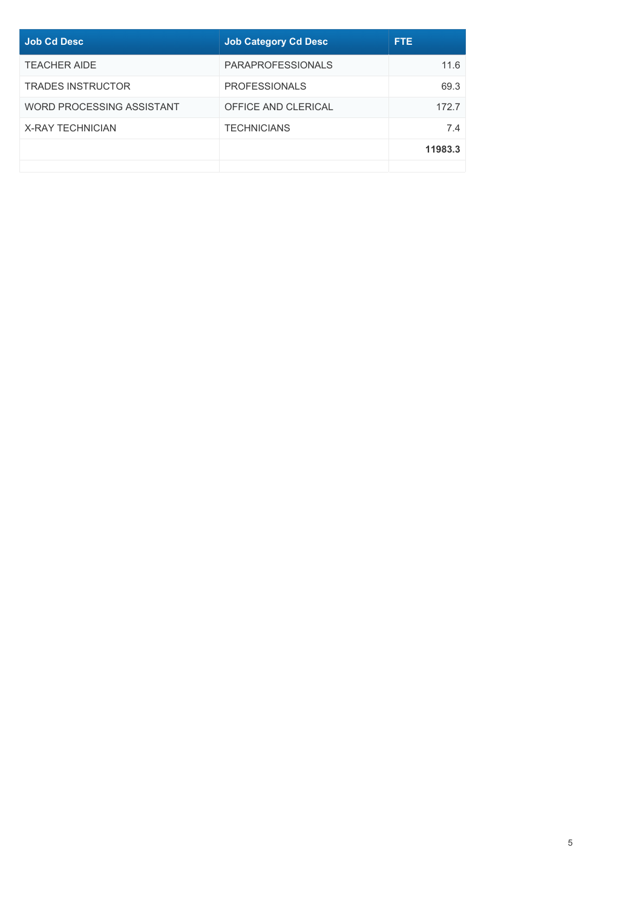| Job Cd Desc | Job Category Cd Desc | FTE |
|---|---|---|
| TEACHER AIDE | PARAPROFESSIONALS | 11.6 |
| TRADES INSTRUCTOR | PROFESSIONALS | 69.3 |
| WORD PROCESSING ASSISTANT | OFFICE AND CLERICAL | 172.7 |
| X-RAY TECHNICIAN | TECHNICIANS | 7.4 |
| | | **11983.3** |
| | | |